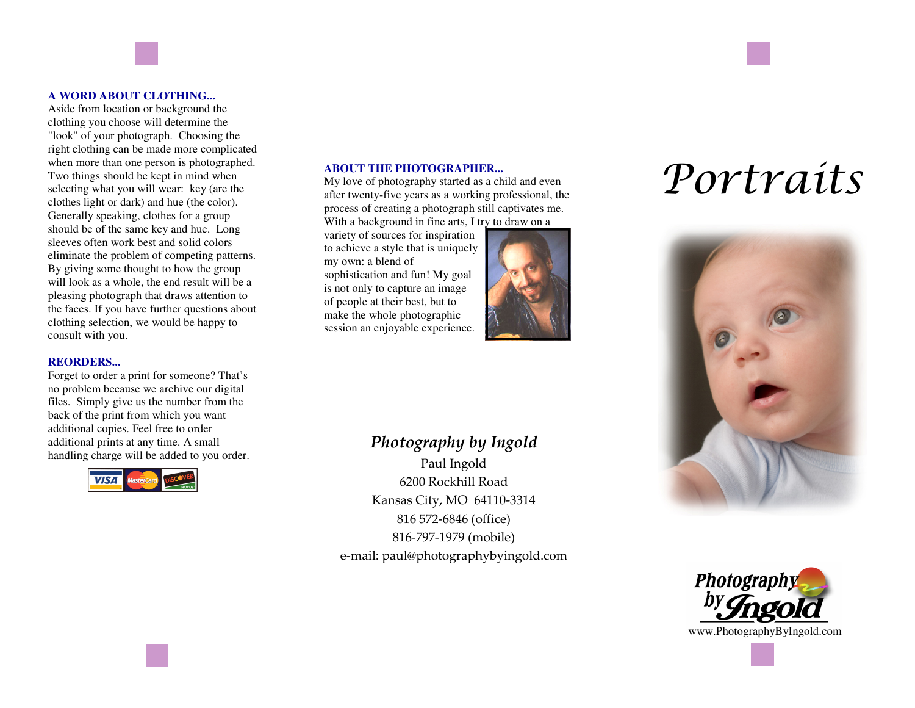### A WORD ABOUT CLOTHING...

Aside from location or background the clothing you choose will determine the "look" of your photograph. Choosing the right clothing can be made more complicated when more than one person is photographed. Two things should be kept in mind when selecting what you will wear: key (are the clothes light or dark) and hue (the color). Generally speaking, clothes for a group should be of the same key and hue. Long sleeves often work best and solid colors eliminate the problem of competing patterns. By giving some thought to how the group will look as a whole, the end result will be a pleasing photograph that draws attention to the faces. If you have further questions about clothing selection, we would be happy to consult with you.

### REORDERS...

Forget to order a print for someone? That's no problem because we archive our digital files. Simply give us the number from the back of the print from which you want additional copies. Feel free to order additional prints at any time. A small handling charge will be added to you order.

VISA MasterCard DISCOVER NOVUS

### ABOUT THE PHOTOGRAPHER...

My love of photography started as a child and even after twenty-five years as a working professional, the process of creating a photograph still captivates me. With a background in fine arts, I try to draw on a variety of sources for inspiration to achieve a style that is uniquely my own: a blend of sophistication and fun! My goal is not only to capture an image of people at their best, but to make the whole photographic session an enjoyable experience.

*Photography by Ingold*

Paul Ingold
6200 Rockhill Road
Kansas City, MO 64110-3314
816 572-6846 (office)
816-797-1979 (mobile)
e-mail: paul@photographybyingold.com

# *Portraits*

Photography by Ingold

www.PhotographyByIngold.com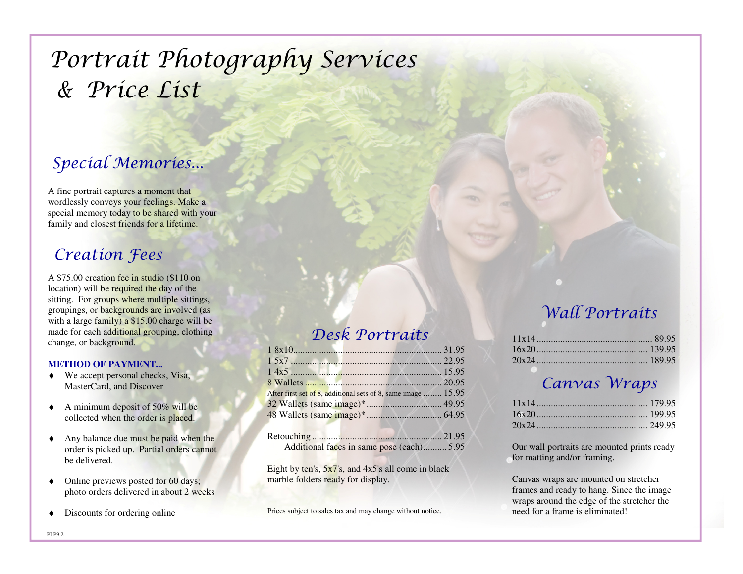# Portrait Photography Services & Price List

## Special Memories...

A fine portrait captures a moment that wordlessly conveys your feelings. Make a special memory today to be shared with your family and closest friends for a lifetime.

## Creation Fees

A $75.00 creation fee in studio ($110 on location) will be required the day of the sitting. For groups where multiple sittings, groupings, or backgrounds are involved (as with a large family) a $15.00 charge will be made for each additional grouping, clothing change, or background.

**METHOD OF PAYMENT...**

- We accept personal checks, Visa, MasterCard, and Discover
- A minimum deposit of 50% will be collected when the order is placed.
- Any balance due must be paid when the order is picked up. Partial orders cannot be delivered.
- Online previews posted for 60 days; photo orders delivered in about 2 weeks
- Discounts for ordering online

## Desk Portraits

| | |
|---|---|
| 1 8x10 | 31.95 |
| 1 5x7 | 22.95 |
| 1 4x5 | 15.95 |
| 8 Wallets | 20.95 |
| After first set of 8, additional sets of 8, same image | 15.95 |
| 32 Wallets (same image)* | 49.95 |
| 48 Wallets (same image)* | 64.95 |
| Retouching | 21.95 |
| Additional faces in same pose (each) | 5.95 |

Eight by ten's, 5x7's, and 4x5's all come in black marble folders ready for display.

Prices subject to sales tax and may change without notice.

## Wall Portraits

| | |
|---|---|
| 11x14 | 89.95 |
| 16x20 | 139.95 |
| 20x24 | 189.95 |

## Canvas Wraps

| | |
|---|---|
| 11x14 | 179.95 |
| 16x20 | 199.95 |
| 20x24 | 249.95 |

Our wall portraits are mounted prints ready for matting and/or framing.

Canvas wraps are mounted on stretcher frames and ready to hang. Since the image wraps around the edge of the stretcher the need for a frame is eliminated!

PLP9.2